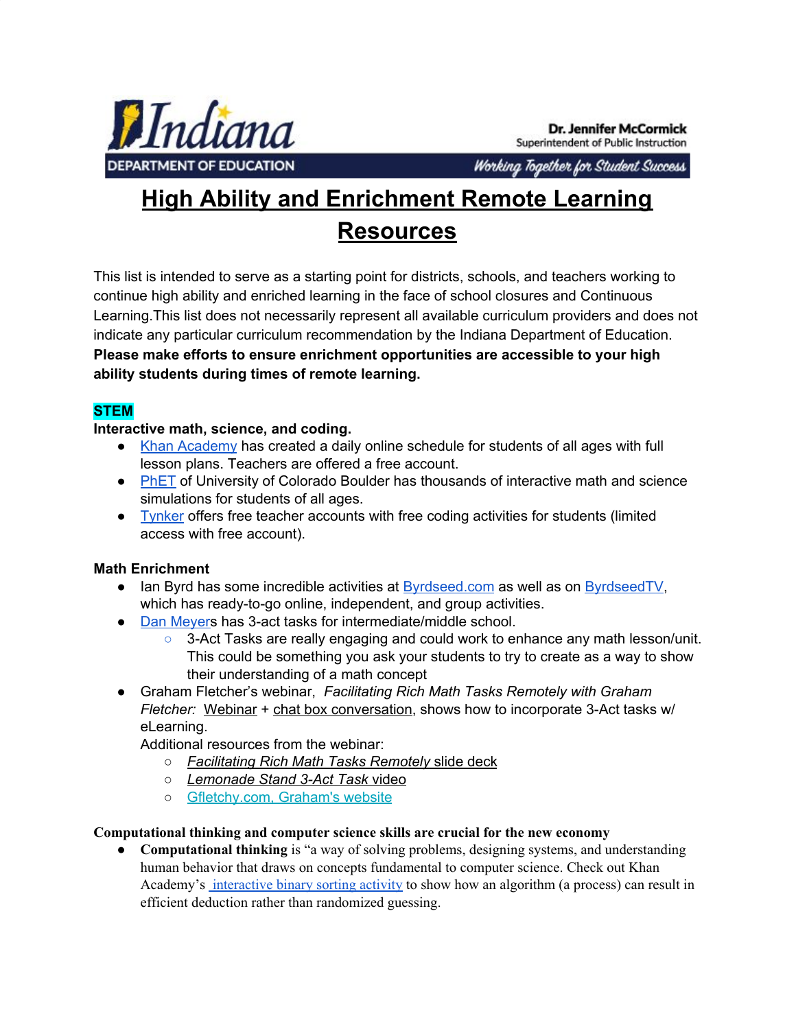Indiana DEPARTMENT OF EDUCATION

Dr. Jennifer McCormick
Superintendent of Public Instruction

Working Together for Student Success

# High Ability and Enrichment Remote Learning Resources

This list is intended to serve as a starting point for districts, schools, and teachers working to continue high ability and enriched learning in the face of school closures and Continuous Learning.This list does not necessarily represent all available curriculum providers and does not indicate any particular curriculum recommendation by the Indiana Department of Education. **Please make efforts to ensure enrichment opportunities are accessible to your high ability students during times of remote learning.**

## STEM

**Interactive math, science, and coding.**

- Khan Academy has created a daily online schedule for students of all ages with full lesson plans. Teachers are offered a free account.
- PhET of University of Colorado Boulder has thousands of interactive math and science simulations for students of all ages.
- Tynker offers free teacher accounts with free coding activities for students (limited access with free account).

**Math Enrichment**

- Ian Byrd has some incredible activities at Byrdseed.com as well as on ByrdseedTV, which has ready-to-go online, independent, and group activities.
- Dan Meyers has 3-act tasks for intermediate/middle school.
  - 3-Act Tasks are really engaging and could work to enhance any math lesson/unit. This could be something you ask your students to try to create as a way to show their understanding of a math concept
- Graham Fletcher's webinar, *Facilitating Rich Math Tasks Remotely with Graham Fletcher:* Webinar + chat box conversation, shows how to incorporate 3-Act tasks w/ eLearning.
  Additional resources from the webinar:
  - *Facilitating Rich Math Tasks Remotely* slide deck
  - *Lemonade Stand 3-Act Task* video
  - Gfletchy.com, Graham's website

**Computational thinking and computer science skills are crucial for the new economy**

- **Computational thinking** is "a way of solving problems, designing systems, and understanding human behavior that draws on concepts fundamental to computer science. Check out Khan Academy's interactive binary sorting activity to show how an algorithm (a process) can result in efficient deduction rather than randomized guessing.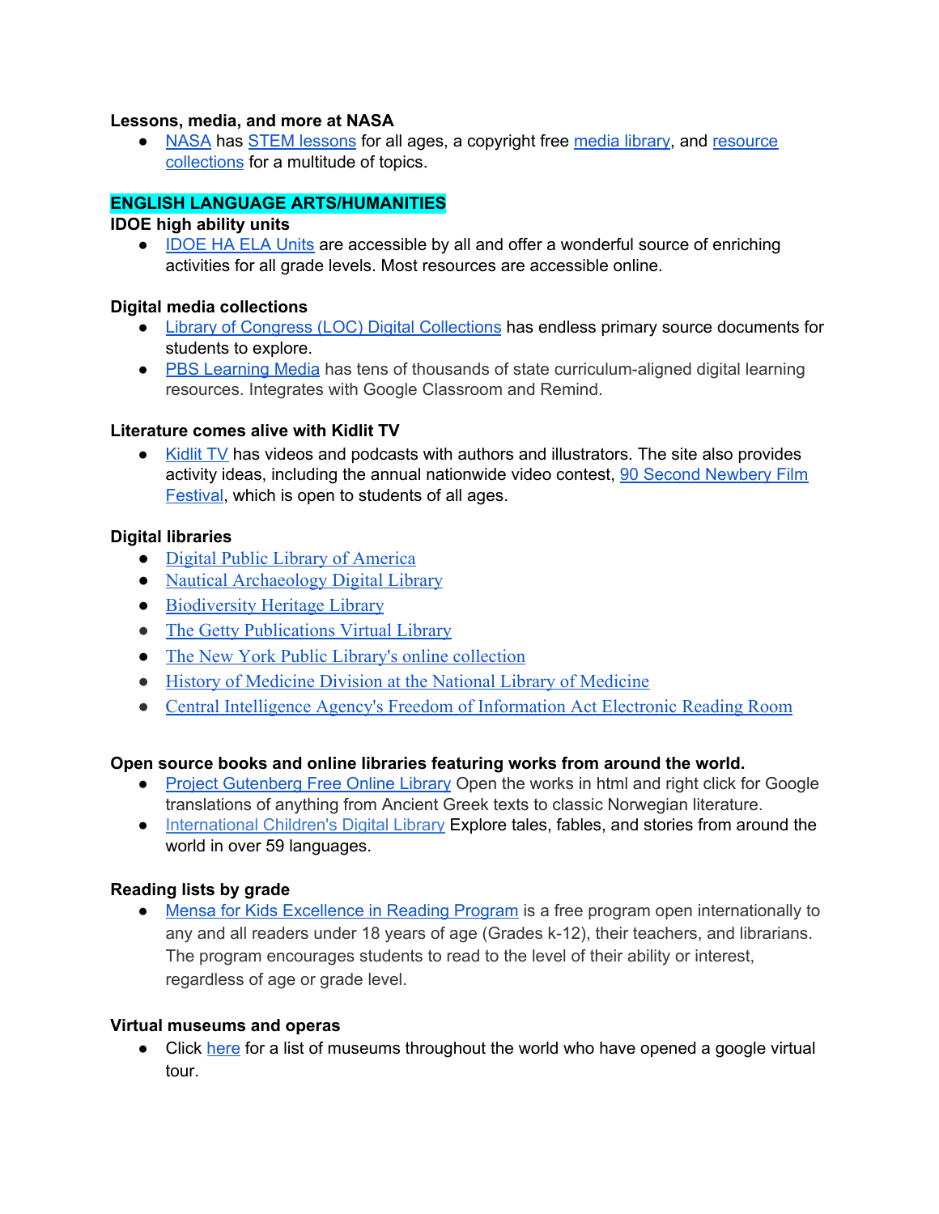**Lessons, media, and more at NASA**

- NASA has STEM lessons for all ages, a copyright free media library, and resource collections for a multitude of topics.

## ENGLISH LANGUAGE ARTS/HUMANITIES

**IDOE high ability units**

- IDOE HA ELA Units are accessible by all and offer a wonderful source of enriching activities for all grade levels. Most resources are accessible online.

**Digital media collections**

- Library of Congress (LOC) Digital Collections has endless primary source documents for students to explore.
- PBS Learning Media has tens of thousands of state curriculum-aligned digital learning resources. Integrates with Google Classroom and Remind.

**Literature comes alive with Kidlit TV**

- Kidlit TV has videos and podcasts with authors and illustrators. The site also provides activity ideas, including the annual nationwide video contest, 90 Second Newbery Film Festival, which is open to students of all ages.

**Digital libraries**

- Digital Public Library of America
- Nautical Archaeology Digital Library
- Biodiversity Heritage Library
- The Getty Publications Virtual Library
- The New York Public Library's online collection
- History of Medicine Division at the National Library of Medicine
- Central Intelligence Agency's Freedom of Information Act Electronic Reading Room

**Open source books and online libraries featuring works from around the world.**

- Project Gutenberg Free Online Library Open the works in html and right click for Google translations of anything from Ancient Greek texts to classic Norwegian literature.
- International Children's Digital Library Explore tales, fables, and stories from around the world in over 59 languages.

**Reading lists by grade**

- Mensa for Kids Excellence in Reading Program is a free program open internationally to any and all readers under 18 years of age (Grades k-12), their teachers, and librarians. The program encourages students to read to the level of their ability or interest, regardless of age or grade level.

**Virtual museums and operas**

- Click here for a list of museums throughout the world who have opened a google virtual tour.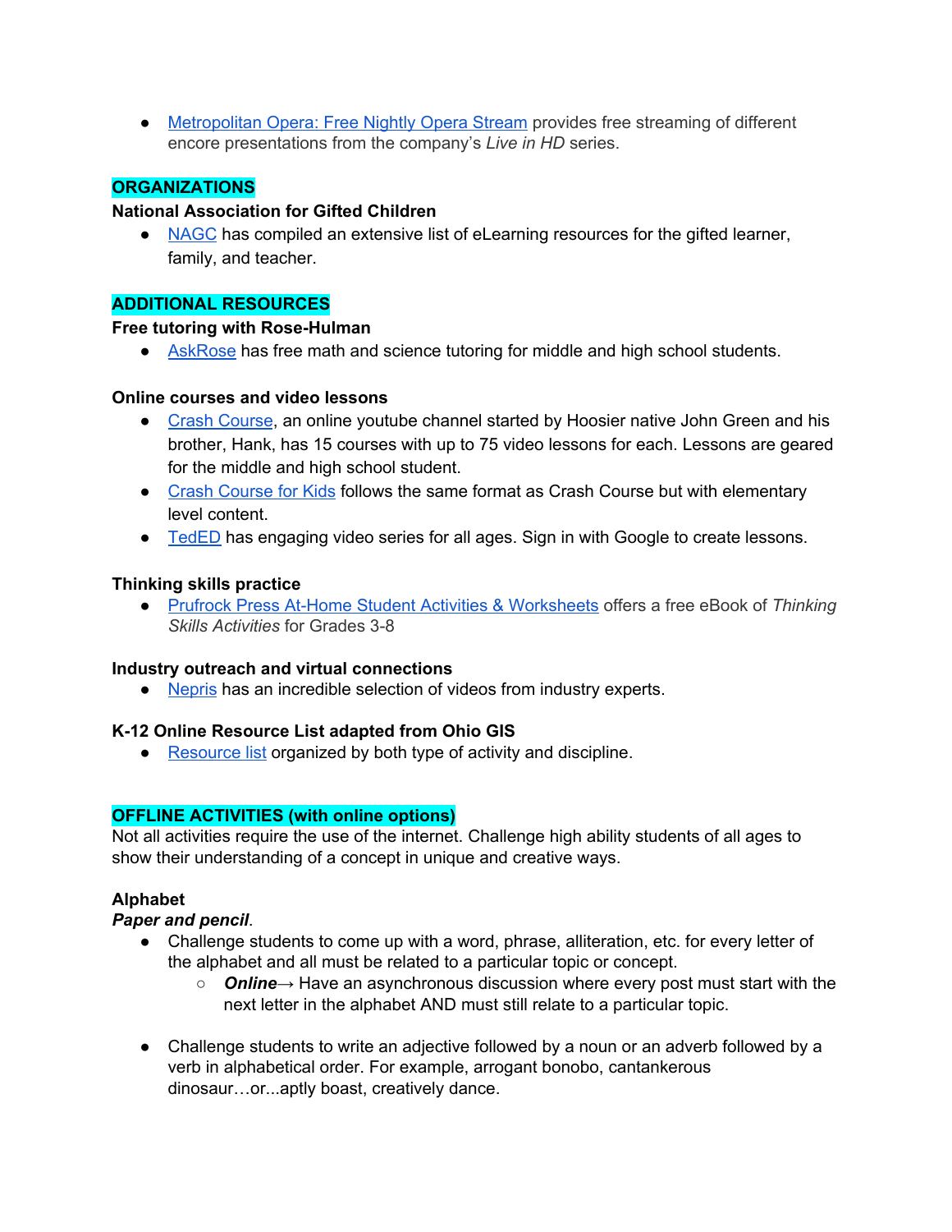- Metropolitan Opera: Free Nightly Opera Stream provides free streaming of different encore presentations from the company's *Live in HD* series.

## ORGANIZATIONS

**National Association for Gifted Children**

- NAGC has compiled an extensive list of eLearning resources for the gifted learner, family, and teacher.

## ADDITIONAL RESOURCES

**Free tutoring with Rose-Hulman**

- AskRose has free math and science tutoring for middle and high school students.

**Online courses and video lessons**

- Crash Course, an online youtube channel started by Hoosier native John Green and his brother, Hank, has 15 courses with up to 75 video lessons for each. Lessons are geared for the middle and high school student.
- Crash Course for Kids follows the same format as Crash Course but with elementary level content.
- TedED has engaging video series for all ages. Sign in with Google to create lessons.

**Thinking skills practice**

- Prufrock Press At-Home Student Activities & Worksheets offers a free eBook of *Thinking Skills Activities* for Grades 3-8

**Industry outreach and virtual connections**

- Nepris has an incredible selection of videos from industry experts.

**K-12 Online Resource List adapted from Ohio GIS**

- Resource list organized by both type of activity and discipline.

## OFFLINE ACTIVITIES (with online options)

Not all activities require the use of the internet. Challenge high ability students of all ages to show their understanding of a concept in unique and creative ways.

**Alphabet**

***Paper and pencil***.

- Challenge students to come up with a word, phrase, alliteration, etc. for every letter of the alphabet and all must be related to a particular topic or concept.
  - ***Online***→ Have an asynchronous discussion where every post must start with the next letter in the alphabet AND must still relate to a particular topic.

- Challenge students to write an adjective followed by a noun or an adverb followed by a verb in alphabetical order. For example, arrogant bonobo, cantankerous dinosaur…or...aptly boast, creatively dance.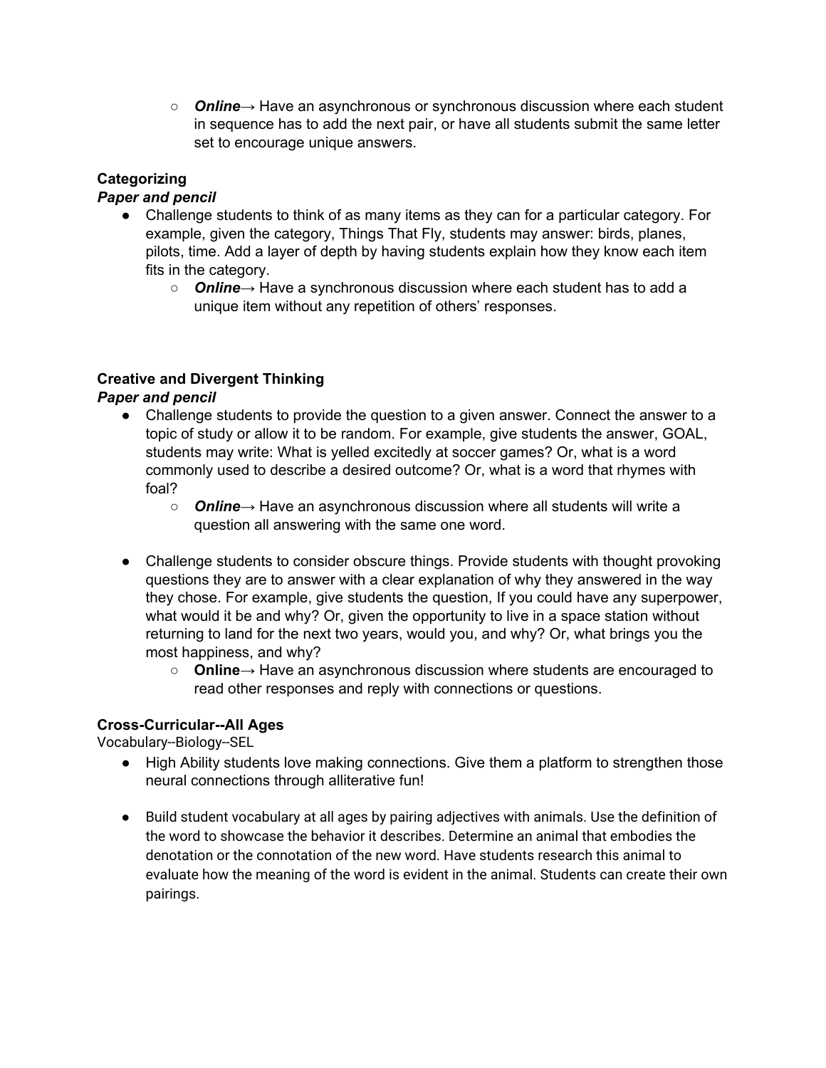- ***Online***→ Have an asynchronous or synchronous discussion where each student in sequence has to add the next pair, or have all students submit the same letter set to encourage unique answers.

**Categorizing**
***Paper and pencil***

- Challenge students to think of as many items as they can for a particular category. For example, given the category, Things That Fly, students may answer: birds, planes, pilots, time. Add a layer of depth by having students explain how they know each item fits in the category.
   - ***Online***→ Have a synchronous discussion where each student has to add a unique item without any repetition of others' responses.

**Creative and Divergent Thinking**
***Paper and pencil***

- Challenge students to provide the question to a given answer. Connect the answer to a topic of study or allow it to be random. For example, give students the answer, GOAL, students may write: What is yelled excitedly at soccer games? Or, what is a word commonly used to describe a desired outcome? Or, what is a word that rhymes with foal?
   - ***Online***→ Have an asynchronous discussion where all students will write a question all answering with the same one word.

- Challenge students to consider obscure things. Provide students with thought provoking questions they are to answer with a clear explanation of why they answered in the way they chose. For example, give students the question, If you could have any superpower, what would it be and why? Or, given the opportunity to live in a space station without returning to land for the next two years, would you, and why? Or, what brings you the most happiness, and why?
   - **Online**→ Have an asynchronous discussion where students are encouraged to read other responses and reply with connections or questions.

**Cross-Curricular--All Ages**
Vocabulary--Biology--SEL

- High Ability students love making connections. Give them a platform to strengthen those neural connections through alliterative fun!

- Build student vocabulary at all ages by pairing adjectives with animals. Use the definition of the word to showcase the behavior it describes. Determine an animal that embodies the denotation or the connotation of the new word. Have students research this animal to evaluate how the meaning of the word is evident in the animal. Students can create their own pairings.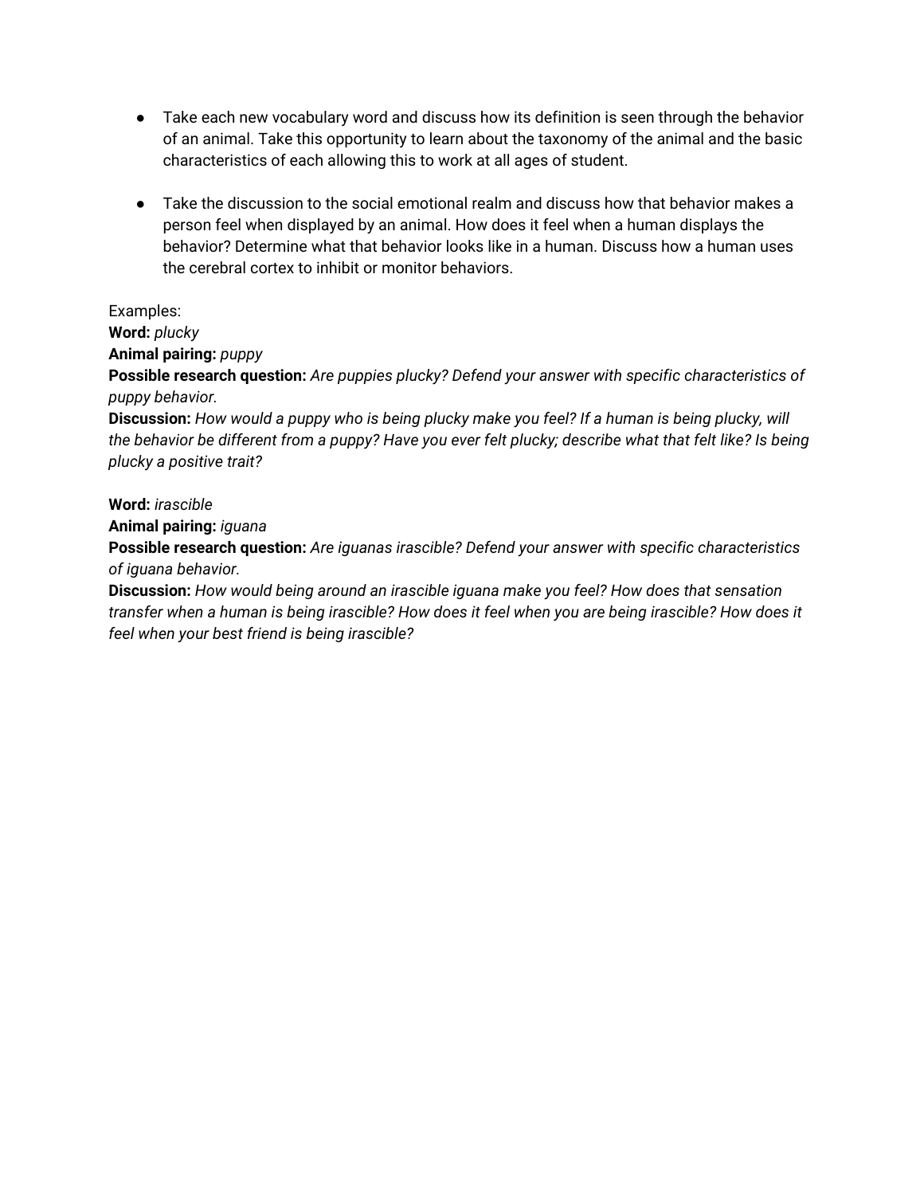- Take each new vocabulary word and discuss how its definition is seen through the behavior of an animal. Take this opportunity to learn about the taxonomy of the animal and the basic characteristics of each allowing this to work at all ages of student.

- Take the discussion to the social emotional realm and discuss how that behavior makes a person feel when displayed by an animal. How does it feel when a human displays the behavior? Determine what that behavior looks like in a human. Discuss how a human uses the cerebral cortex to inhibit or monitor behaviors.

Examples:
**Word:** *plucky*
**Animal pairing:** *puppy*
**Possible research question:** *Are puppies plucky? Defend your answer with specific characteristics of puppy behavior.*
**Discussion:** *How would a puppy who is being plucky make you feel? If a human is being plucky, will the behavior be different from a puppy? Have you ever felt plucky; describe what that felt like? Is being plucky a positive trait?*

**Word:** *irascible*
**Animal pairing:** *iguana*
**Possible research question:** *Are iguanas irascible? Defend your answer with specific characteristics of iguana behavior.*
**Discussion:** *How would being around an irascible iguana make you feel? How does that sensation transfer when a human is being irascible? How does it feel when you are being irascible? How does it feel when your best friend is being irascible?*